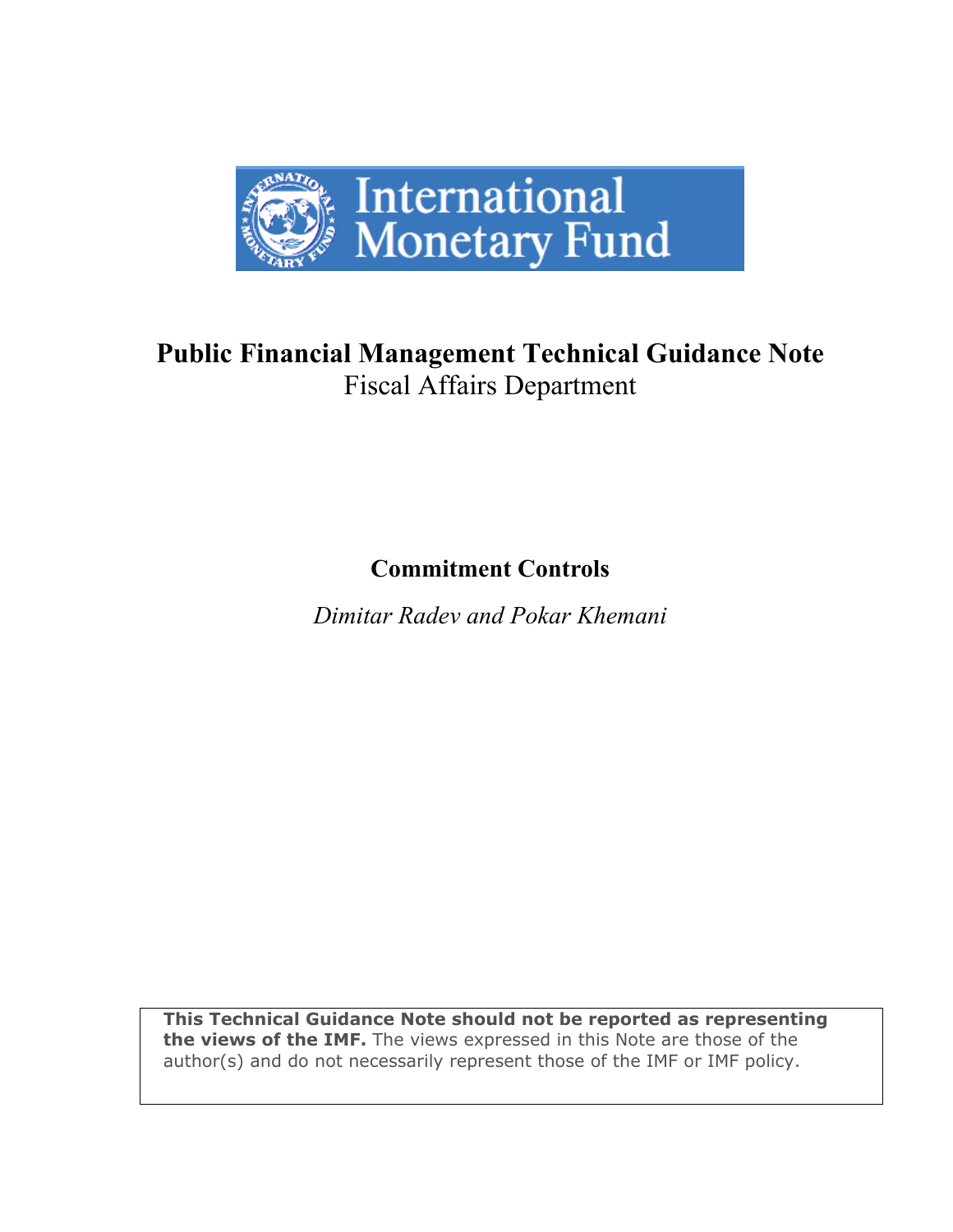International Monetary Fund

# Public Financial Management Technical Guidance Note

Fiscal Affairs Department

## Commitment Controls

*Dimitar Radev and Pokar Khemani*

**This Technical Guidance Note should not be reported as representing the views of the IMF.** The views expressed in this Note are those of the author(s) and do not necessarily represent those of the IMF or IMF policy.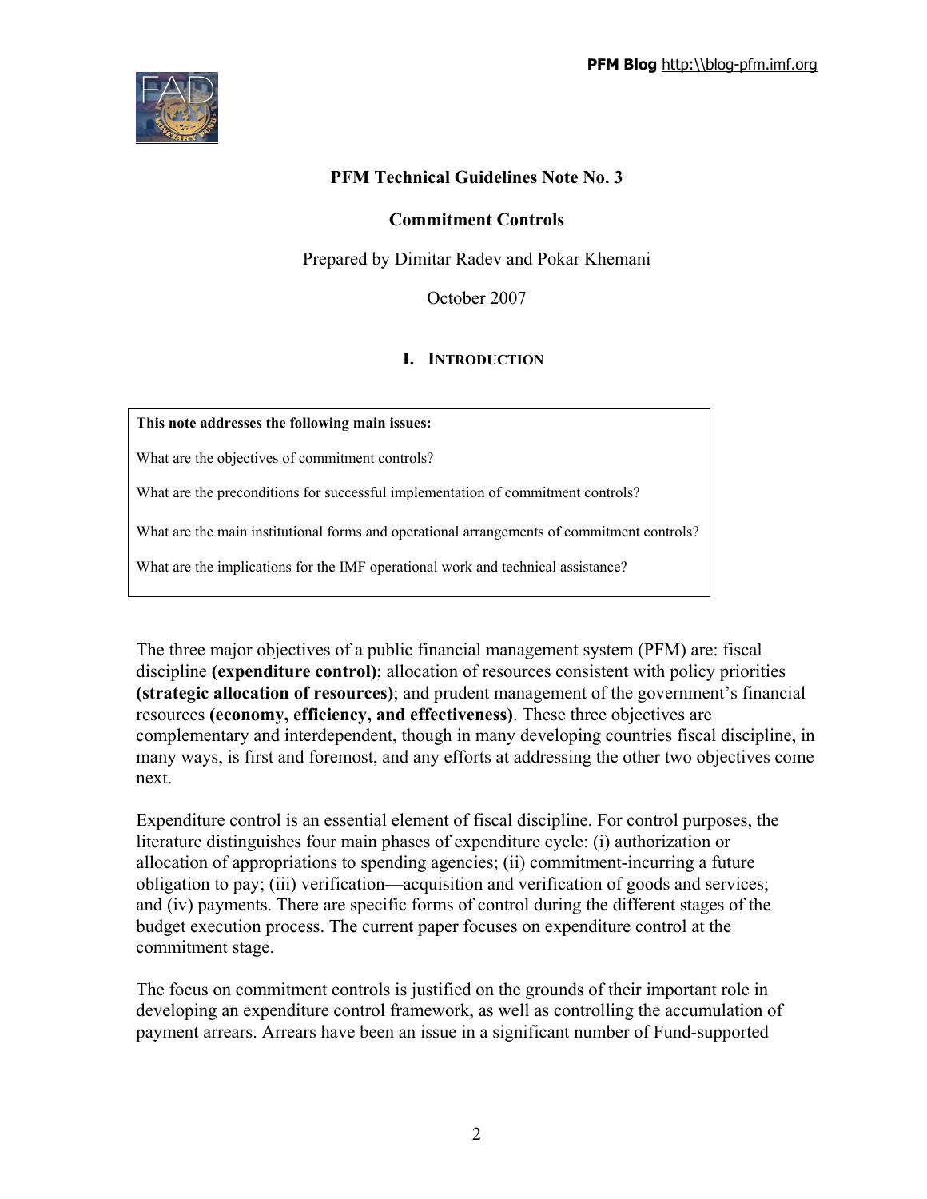# PFM Technical Guidelines Note No. 3

## Commitment Controls

Prepared by Dimitar Radev and Pokar Khemani

October 2007

## I. Introduction

> **This note addresses the following main issues:**
>
> What are the objectives of commitment controls?
>
> What are the preconditions for successful implementation of commitment controls?
>
> What are the main institutional forms and operational arrangements of commitment controls?
>
> What are the implications for the IMF operational work and technical assistance?

The three major objectives of a public financial management system (PFM) are: fiscal discipline **(expenditure control)**; allocation of resources consistent with policy priorities **(strategic allocation of resources)**; and prudent management of the government's financial resources **(economy, efficiency, and effectiveness)**. These three objectives are complementary and interdependent, though in many developing countries fiscal discipline, in many ways, is first and foremost, and any efforts at addressing the other two objectives come next.

Expenditure control is an essential element of fiscal discipline. For control purposes, the literature distinguishes four main phases of expenditure cycle: (i) authorization or allocation of appropriations to spending agencies; (ii) commitment-incurring a future obligation to pay; (iii) verification—acquisition and verification of goods and services; and (iv) payments. There are specific forms of control during the different stages of the budget execution process. The current paper focuses on expenditure control at the commitment stage.

The focus on commitment controls is justified on the grounds of their important role in developing an expenditure control framework, as well as controlling the accumulation of payment arrears. Arrears have been an issue in a significant number of Fund-supported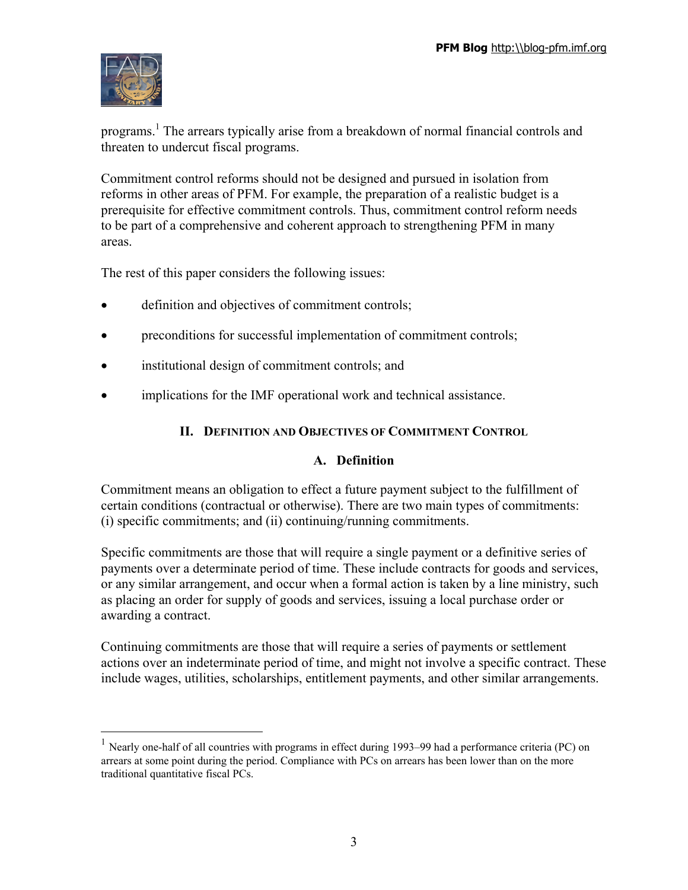programs.[1] The arrears typically arise from a breakdown of normal financial controls and threaten to undercut fiscal programs.

Commitment control reforms should not be designed and pursued in isolation from reforms in other areas of PFM. For example, the preparation of a realistic budget is a prerequisite for effective commitment controls. Thus, commitment control reform needs to be part of a comprehensive and coherent approach to strengthening PFM in many areas.

The rest of this paper considers the following issues:

- definition and objectives of commitment controls;
- preconditions for successful implementation of commitment controls;
- institutional design of commitment controls; and
- implications for the IMF operational work and technical assistance.

## II. Definition and Objectives of Commitment Control

### A. Definition

Commitment means an obligation to effect a future payment subject to the fulfillment of certain conditions (contractual or otherwise). There are two main types of commitments: (i) specific commitments; and (ii) continuing/running commitments.

Specific commitments are those that will require a single payment or a definitive series of payments over a determinate period of time. These include contracts for goods and services, or any similar arrangement, and occur when a formal action is taken by a line ministry, such as placing an order for supply of goods and services, issuing a local purchase order or awarding a contract.

Continuing commitments are those that will require a series of payments or settlement actions over an indeterminate period of time, and might not involve a specific contract. These include wages, utilities, scholarships, entitlement payments, and other similar arrangements.

---

[1] Nearly one-half of all countries with programs in effect during 1993–99 had a performance criteria (PC) on arrears at some point during the period. Compliance with PCs on arrears has been lower than on the more traditional quantitative fiscal PCs.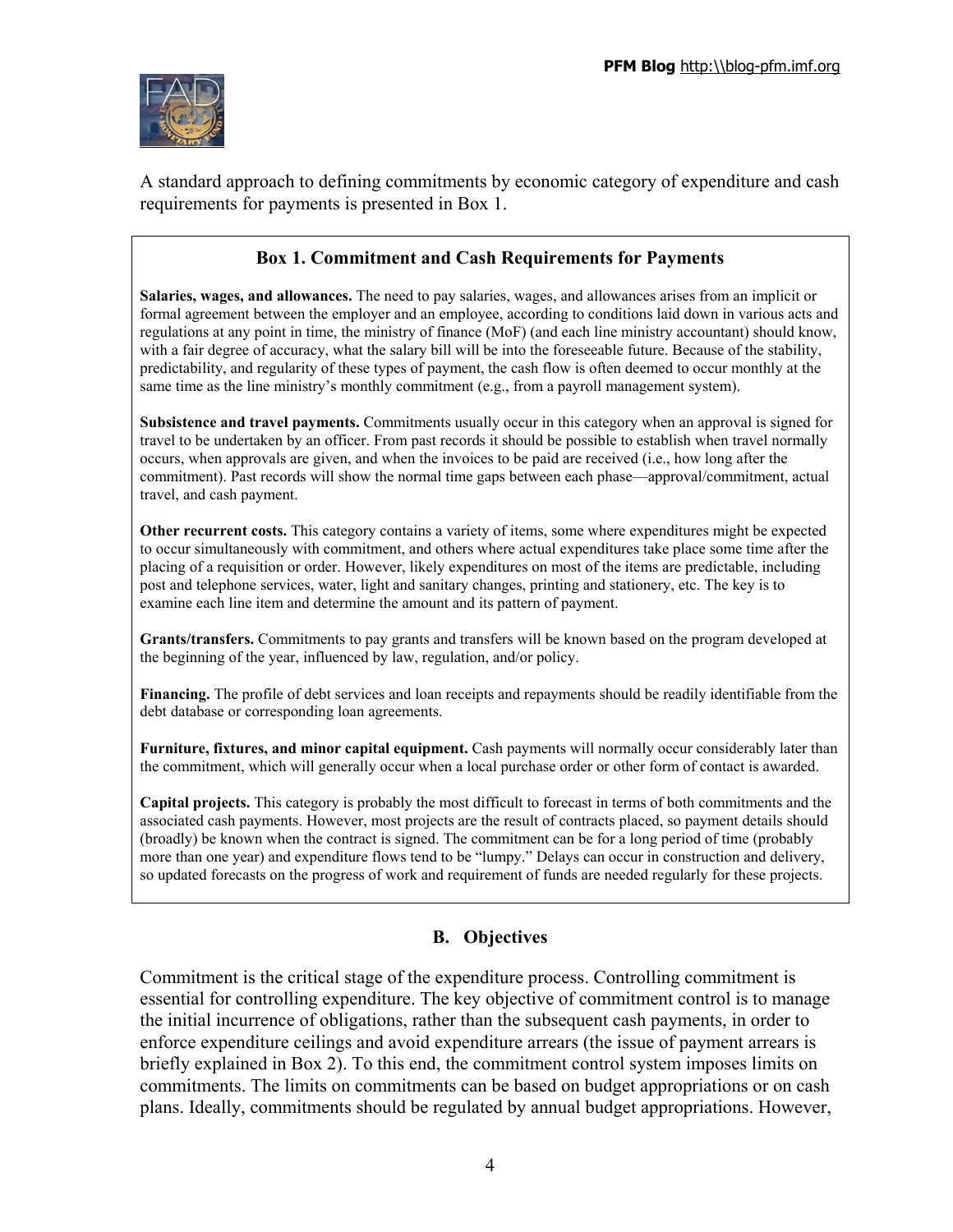A standard approach to defining commitments by economic category of expenditure and cash requirements for payments is presented in Box 1.

### Box 1. Commitment and Cash Requirements for Payments

**Salaries, wages, and allowances.** The need to pay salaries, wages, and allowances arises from an implicit or formal agreement between the employer and an employee, according to conditions laid down in various acts and regulations at any point in time, the ministry of finance (MoF) (and each line ministry accountant) should know, with a fair degree of accuracy, what the salary bill will be into the foreseeable future. Because of the stability, predictability, and regularity of these types of payment, the cash flow is often deemed to occur monthly at the same time as the line ministry's monthly commitment (e.g., from a payroll management system).

**Subsistence and travel payments.** Commitments usually occur in this category when an approval is signed for travel to be undertaken by an officer. From past records it should be possible to establish when travel normally occurs, when approvals are given, and when the invoices to be paid are received (i.e., how long after the commitment). Past records will show the normal time gaps between each phase—approval/commitment, actual travel, and cash payment.

**Other recurrent costs.** This category contains a variety of items, some where expenditures might be expected to occur simultaneously with commitment, and others where actual expenditures take place some time after the placing of a requisition or order. However, likely expenditures on most of the items are predictable, including post and telephone services, water, light and sanitary changes, printing and stationery, etc. The key is to examine each line item and determine the amount and its pattern of payment.

**Grants/transfers.** Commitments to pay grants and transfers will be known based on the program developed at the beginning of the year, influenced by law, regulation, and/or policy.

**Financing.** The profile of debt services and loan receipts and repayments should be readily identifiable from the debt database or corresponding loan agreements.

**Furniture, fixtures, and minor capital equipment.** Cash payments will normally occur considerably later than the commitment, which will generally occur when a local purchase order or other form of contact is awarded.

**Capital projects.** This category is probably the most difficult to forecast in terms of both commitments and the associated cash payments. However, most projects are the result of contracts placed, so payment details should (broadly) be known when the contract is signed. The commitment can be for a long period of time (probably more than one year) and expenditure flows tend to be "lumpy." Delays can occur in construction and delivery, so updated forecasts on the progress of work and requirement of funds are needed regularly for these projects.

## B. Objectives

Commitment is the critical stage of the expenditure process. Controlling commitment is essential for controlling expenditure. The key objective of commitment control is to manage the initial incurrence of obligations, rather than the subsequent cash payments, in order to enforce expenditure ceilings and avoid expenditure arrears (the issue of payment arrears is briefly explained in Box 2). To this end, the commitment control system imposes limits on commitments. The limits on commitments can be based on budget appropriations or on cash plans. Ideally, commitments should be regulated by annual budget appropriations. However,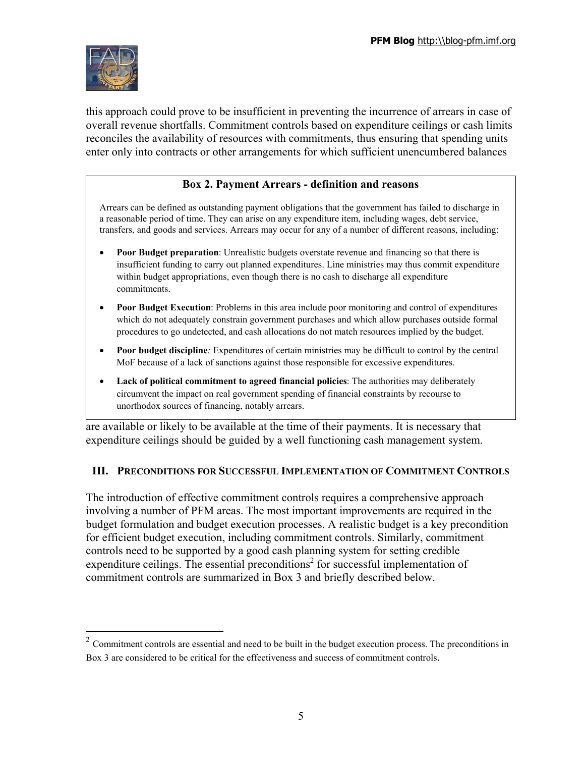this approach could prove to be insufficient in preventing the incurrence of arrears in case of overall revenue shortfalls. Commitment controls based on expenditure ceilings or cash limits reconciles the availability of resources with commitments, thus ensuring that spending units enter only into contracts or other arrangements for which sufficient unencumbered balances are available or likely to be available at the time of their payments. It is necessary that expenditure ceilings should be guided by a well functioning cash management system.

> **Box 2. Payment Arrears - definition and reasons**
>
> Arrears can be defined as outstanding payment obligations that the government has failed to discharge in a reasonable period of time. They can arise on any expenditure item, including wages, debt service, transfers, and goods and services. Arrears may occur for any of a number of different reasons, including:
>
> - **Poor Budget preparation**: Unrealistic budgets overstate revenue and financing so that there is insufficient funding to carry out planned expenditures. Line ministries may thus commit expenditure within budget appropriations, even though there is no cash to discharge all expenditure commitments.
> - **Poor Budget Execution**: Problems in this area include poor monitoring and control of expenditures which do not adequately constrain government purchases and which allow purchases outside formal procedures to go undetected, and cash allocations do not match resources implied by the budget.
> - **Poor budget discipline***:* Expenditures of certain ministries may be difficult to control by the central MoF because of a lack of sanctions against those responsible for excessive expenditures.
> - **Lack of political commitment to agreed financial policies**: The authorities may deliberately circumvent the impact on real government spending of financial constraints by recourse to unorthodox sources of financing, notably arrears.

## III. Preconditions for Successful Implementation of Commitment Controls

The introduction of effective commitment controls requires a comprehensive approach involving a number of PFM areas. The most important improvements are required in the budget formulation and budget execution processes. A realistic budget is a key precondition for efficient budget execution, including commitment controls. Similarly, commitment controls need to be supported by a good cash planning system for setting credible expenditure ceilings. The essential preconditions[2] for successful implementation of commitment controls are summarized in Box 3 and briefly described below.

---

[2] Commitment controls are essential and need to be built in the budget execution process. The preconditions in Box 3 are considered to be critical for the effectiveness and success of commitment controls.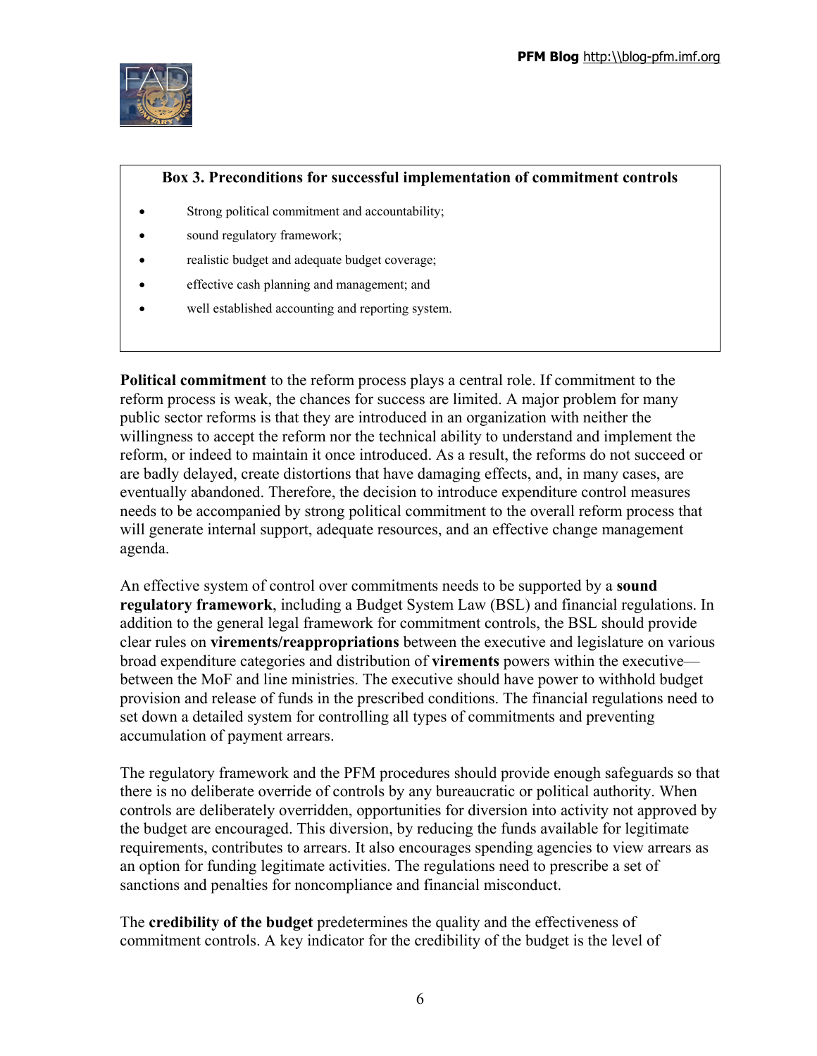**Box 3. Preconditions for successful implementation of commitment controls**

- Strong political commitment and accountability;
- sound regulatory framework;
- realistic budget and adequate budget coverage;
- effective cash planning and management; and
- well established accounting and reporting system.

**Political commitment** to the reform process plays a central role. If commitment to the reform process is weak, the chances for success are limited. A major problem for many public sector reforms is that they are introduced in an organization with neither the willingness to accept the reform nor the technical ability to understand and implement the reform, or indeed to maintain it once introduced. As a result, the reforms do not succeed or are badly delayed, create distortions that have damaging effects, and, in many cases, are eventually abandoned. Therefore, the decision to introduce expenditure control measures needs to be accompanied by strong political commitment to the overall reform process that will generate internal support, adequate resources, and an effective change management agenda.

An effective system of control over commitments needs to be supported by a **sound regulatory framework**, including a Budget System Law (BSL) and financial regulations. In addition to the general legal framework for commitment controls, the BSL should provide clear rules on **virements/reappropriations** between the executive and legislature on various broad expenditure categories and distribution of **virements** powers within the executive—between the MoF and line ministries. The executive should have power to withhold budget provision and release of funds in the prescribed conditions. The financial regulations need to set down a detailed system for controlling all types of commitments and preventing accumulation of payment arrears.

The regulatory framework and the PFM procedures should provide enough safeguards so that there is no deliberate override of controls by any bureaucratic or political authority. When controls are deliberately overridden, opportunities for diversion into activity not approved by the budget are encouraged. This diversion, by reducing the funds available for legitimate requirements, contributes to arrears. It also encourages spending agencies to view arrears as an option for funding legitimate activities. The regulations need to prescribe a set of sanctions and penalties for noncompliance and financial misconduct.

The **credibility of the budget** predetermines the quality and the effectiveness of commitment controls. A key indicator for the credibility of the budget is the level of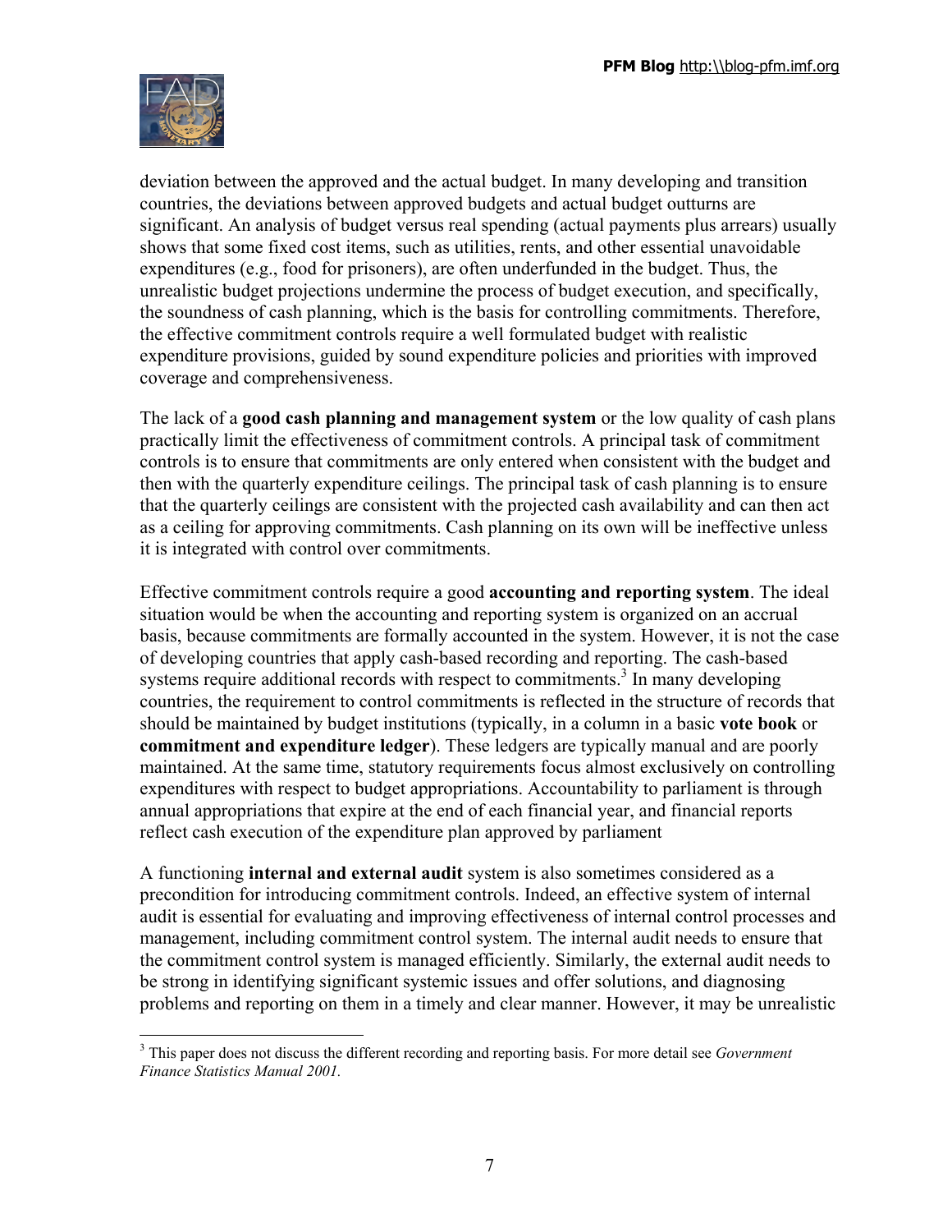deviation between the approved and the actual budget. In many developing and transition countries, the deviations between approved budgets and actual budget outturns are significant. An analysis of budget versus real spending (actual payments plus arrears) usually shows that some fixed cost items, such as utilities, rents, and other essential unavoidable expenditures (e.g., food for prisoners), are often underfunded in the budget. Thus, the unrealistic budget projections undermine the process of budget execution, and specifically, the soundness of cash planning, which is the basis for controlling commitments. Therefore, the effective commitment controls require a well formulated budget with realistic expenditure provisions, guided by sound expenditure policies and priorities with improved coverage and comprehensiveness.

The lack of a **good cash planning and management system** or the low quality of cash plans practically limit the effectiveness of commitment controls. A principal task of commitment controls is to ensure that commitments are only entered when consistent with the budget and then with the quarterly expenditure ceilings. The principal task of cash planning is to ensure that the quarterly ceilings are consistent with the projected cash availability and can then act as a ceiling for approving commitments. Cash planning on its own will be ineffective unless it is integrated with control over commitments.

Effective commitment controls require a good **accounting and reporting system**. The ideal situation would be when the accounting and reporting system is organized on an accrual basis, because commitments are formally accounted in the system. However, it is not the case of developing countries that apply cash-based recording and reporting. The cash-based systems require additional records with respect to commitments.[3] In many developing countries, the requirement to control commitments is reflected in the structure of records that should be maintained by budget institutions (typically, in a column in a basic **vote book** or **commitment and expenditure ledger**). These ledgers are typically manual and are poorly maintained. At the same time, statutory requirements focus almost exclusively on controlling expenditures with respect to budget appropriations. Accountability to parliament is through annual appropriations that expire at the end of each financial year, and financial reports reflect cash execution of the expenditure plan approved by parliament

A functioning **internal and external audit** system is also sometimes considered as a precondition for introducing commitment controls. Indeed, an effective system of internal audit is essential for evaluating and improving effectiveness of internal control processes and management, including commitment control system. The internal audit needs to ensure that the commitment control system is managed efficiently. Similarly, the external audit needs to be strong in identifying significant systemic issues and offer solutions, and diagnosing problems and reporting on them in a timely and clear manner. However, it may be unrealistic

---

[3] This paper does not discuss the different recording and reporting basis. For more detail see *Government Finance Statistics Manual 2001.*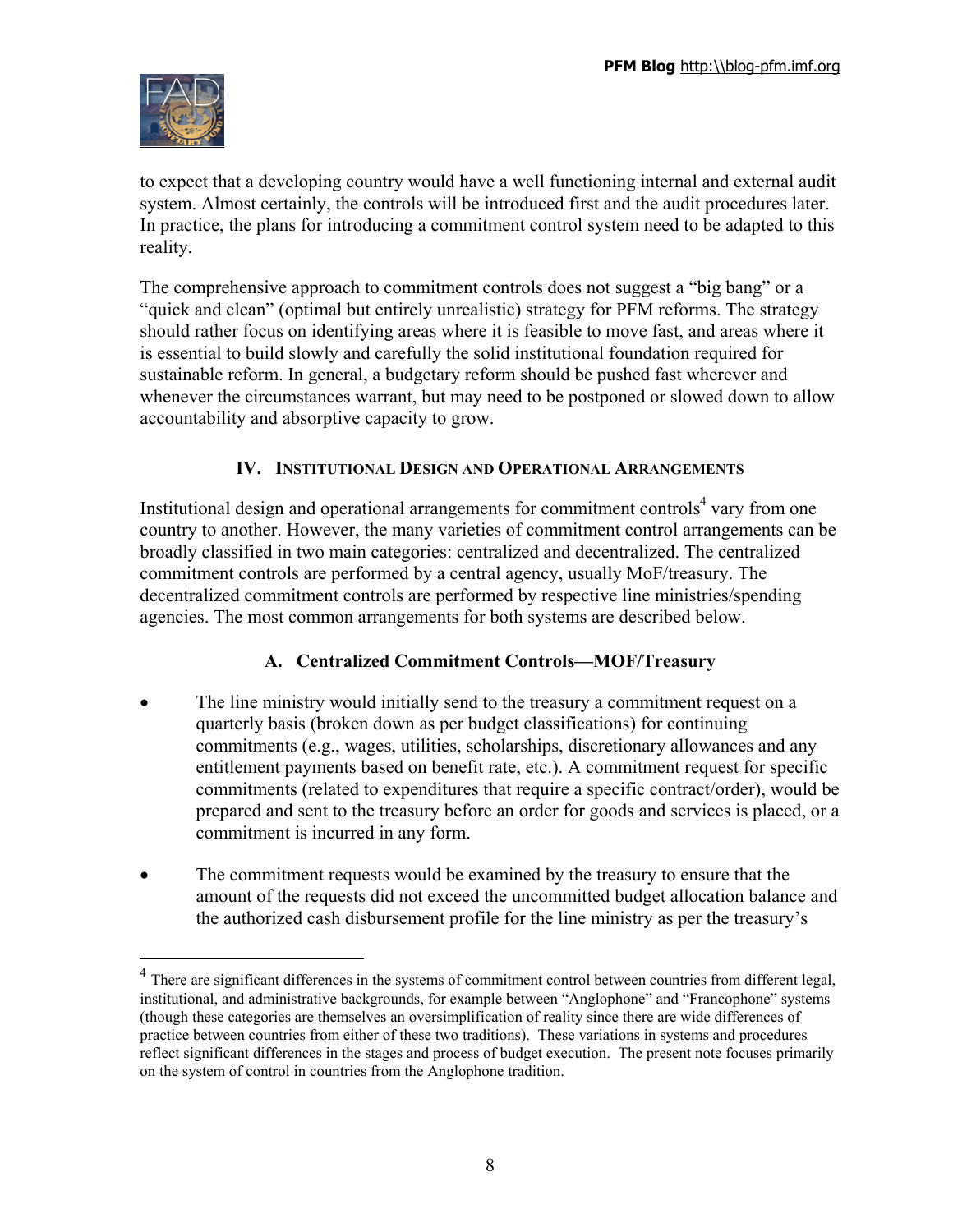to expect that a developing country would have a well functioning internal and external audit system. Almost certainly, the controls will be introduced first and the audit procedures later. In practice, the plans for introducing a commitment control system need to be adapted to this reality.

The comprehensive approach to commitment controls does not suggest a "big bang" or a "quick and clean" (optimal but entirely unrealistic) strategy for PFM reforms. The strategy should rather focus on identifying areas where it is feasible to move fast, and areas where it is essential to build slowly and carefully the solid institutional foundation required for sustainable reform. In general, a budgetary reform should be pushed fast wherever and whenever the circumstances warrant, but may need to be postponed or slowed down to allow accountability and absorptive capacity to grow.

## IV. Institutional Design and Operational Arrangements

Institutional design and operational arrangements for commitment controls[4] vary from one country to another. However, the many varieties of commitment control arrangements can be broadly classified in two main categories: centralized and decentralized. The centralized commitment controls are performed by a central agency, usually MoF/treasury. The decentralized commitment controls are performed by respective line ministries/spending agencies. The most common arrangements for both systems are described below.

### A. Centralized Commitment Controls—MOF/Treasury

- The line ministry would initially send to the treasury a commitment request on a quarterly basis (broken down as per budget classifications) for continuing commitments (e.g., wages, utilities, scholarships, discretionary allowances and any entitlement payments based on benefit rate, etc.). A commitment request for specific commitments (related to expenditures that require a specific contract/order), would be prepared and sent to the treasury before an order for goods and services is placed, or a commitment is incurred in any form.

- The commitment requests would be examined by the treasury to ensure that the amount of the requests did not exceed the uncommitted budget allocation balance and the authorized cash disbursement profile for the line ministry as per the treasury's

---

[4] There are significant differences in the systems of commitment control between countries from different legal, institutional, and administrative backgrounds, for example between "Anglophone" and "Francophone" systems (though these categories are themselves an oversimplification of reality since there are wide differences of practice between countries from either of these two traditions). These variations in systems and procedures reflect significant differences in the stages and process of budget execution. The present note focuses primarily on the system of control in countries from the Anglophone tradition.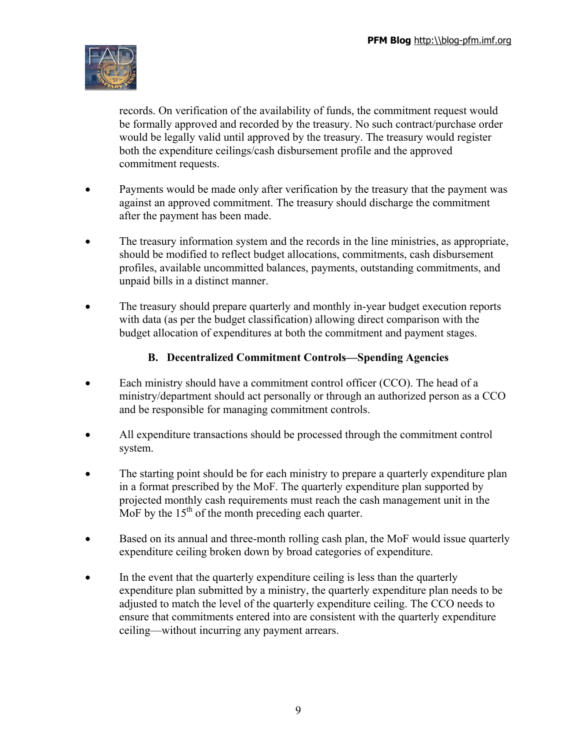records. On verification of the availability of funds, the commitment request would be formally approved and recorded by the treasury. No such contract/purchase order would be legally valid until approved by the treasury. The treasury would register both the expenditure ceilings/cash disbursement profile and the approved commitment requests.

- Payments would be made only after verification by the treasury that the payment was against an approved commitment. The treasury should discharge the commitment after the payment has been made.

- The treasury information system and the records in the line ministries, as appropriate, should be modified to reflect budget allocations, commitments, cash disbursement profiles, available uncommitted balances, payments, outstanding commitments, and unpaid bills in a distinct manner.

- The treasury should prepare quarterly and monthly in-year budget execution reports with data (as per the budget classification) allowing direct comparison with the budget allocation of expenditures at both the commitment and payment stages.

### B. Decentralized Commitment Controls—Spending Agencies

- Each ministry should have a commitment control officer (CCO). The head of a ministry/department should act personally or through an authorized person as a CCO and be responsible for managing commitment controls.

- All expenditure transactions should be processed through the commitment control system.

- The starting point should be for each ministry to prepare a quarterly expenditure plan in a format prescribed by the MoF. The quarterly expenditure plan supported by projected monthly cash requirements must reach the cash management unit in the MoF by the 15th of the month preceding each quarter.

- Based on its annual and three-month rolling cash plan, the MoF would issue quarterly expenditure ceiling broken down by broad categories of expenditure.

- In the event that the quarterly expenditure ceiling is less than the quarterly expenditure plan submitted by a ministry, the quarterly expenditure plan needs to be adjusted to match the level of the quarterly expenditure ceiling. The CCO needs to ensure that commitments entered into are consistent with the quarterly expenditure ceiling—without incurring any payment arrears.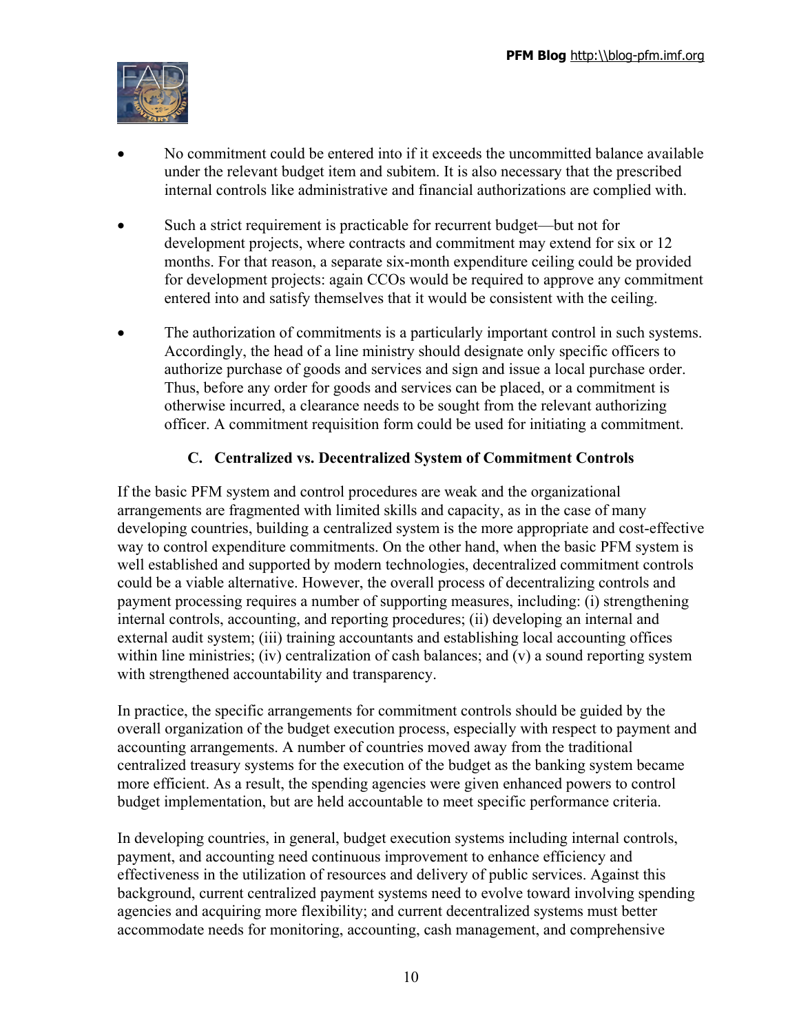- No commitment could be entered into if it exceeds the uncommitted balance available under the relevant budget item and subitem. It is also necessary that the prescribed internal controls like administrative and financial authorizations are complied with.

- Such a strict requirement is practicable for recurrent budget—but not for development projects, where contracts and commitment may extend for six or 12 months. For that reason, a separate six-month expenditure ceiling could be provided for development projects: again CCOs would be required to approve any commitment entered into and satisfy themselves that it would be consistent with the ceiling.

- The authorization of commitments is a particularly important control in such systems. Accordingly, the head of a line ministry should designate only specific officers to authorize purchase of goods and services and sign and issue a local purchase order. Thus, before any order for goods and services can be placed, or a commitment is otherwise incurred, a clearance needs to be sought from the relevant authorizing officer. A commitment requisition form could be used for initiating a commitment.

### C. Centralized vs. Decentralized System of Commitment Controls

If the basic PFM system and control procedures are weak and the organizational arrangements are fragmented with limited skills and capacity, as in the case of many developing countries, building a centralized system is the more appropriate and cost-effective way to control expenditure commitments. On the other hand, when the basic PFM system is well established and supported by modern technologies, decentralized commitment controls could be a viable alternative. However, the overall process of decentralizing controls and payment processing requires a number of supporting measures, including: (i) strengthening internal controls, accounting, and reporting procedures; (ii) developing an internal and external audit system; (iii) training accountants and establishing local accounting offices within line ministries; (iv) centralization of cash balances; and (v) a sound reporting system with strengthened accountability and transparency.

In practice, the specific arrangements for commitment controls should be guided by the overall organization of the budget execution process, especially with respect to payment and accounting arrangements. A number of countries moved away from the traditional centralized treasury systems for the execution of the budget as the banking system became more efficient. As a result, the spending agencies were given enhanced powers to control budget implementation, but are held accountable to meet specific performance criteria.

In developing countries, in general, budget execution systems including internal controls, payment, and accounting need continuous improvement to enhance efficiency and effectiveness in the utilization of resources and delivery of public services. Against this background, current centralized payment systems need to evolve toward involving spending agencies and acquiring more flexibility; and current decentralized systems must better accommodate needs for monitoring, accounting, cash management, and comprehensive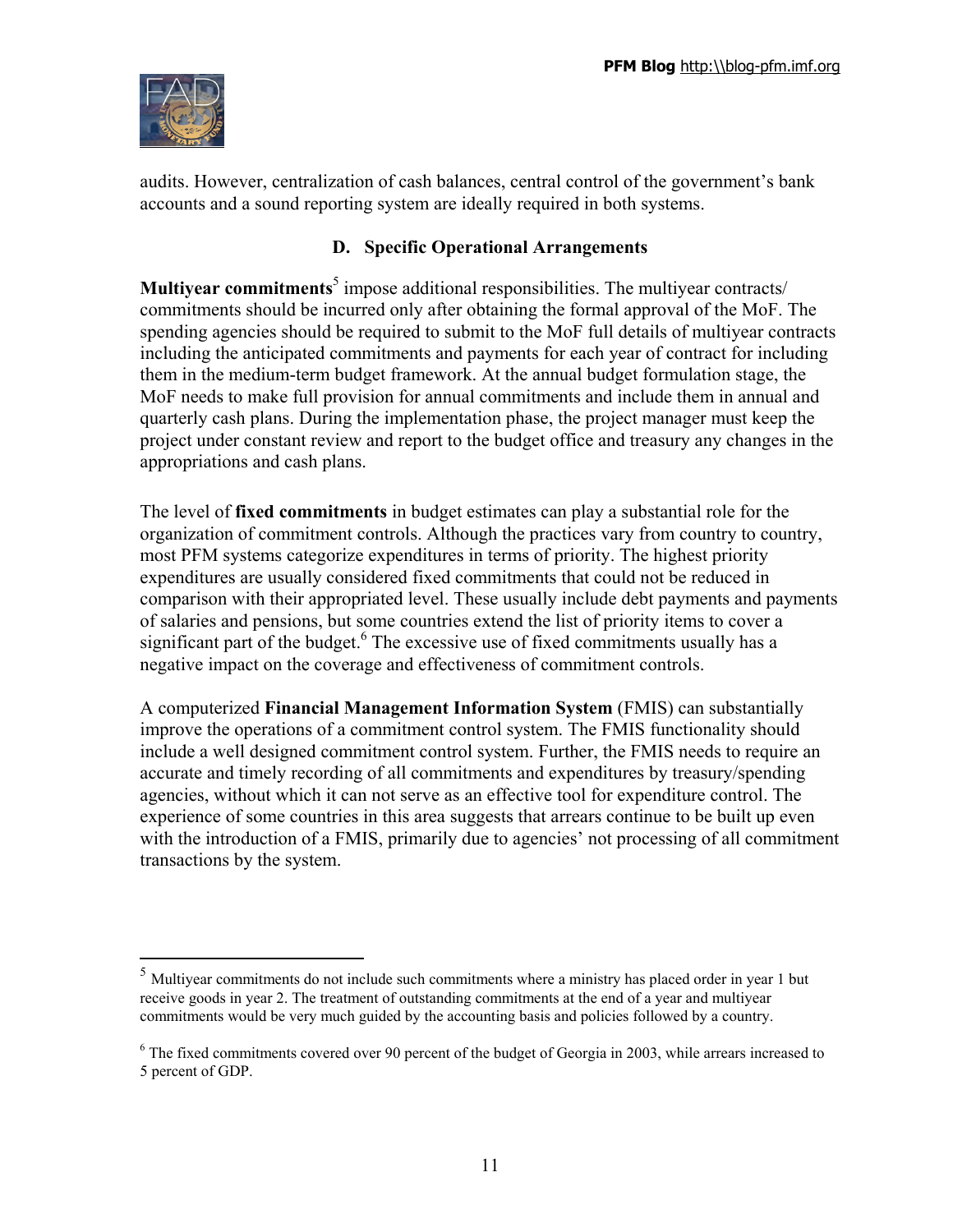audits. However, centralization of cash balances, central control of the government's bank accounts and a sound reporting system are ideally required in both systems.

### D. Specific Operational Arrangements

**Multiyear commitments**[5] impose additional responsibilities. The multiyear contracts/ commitments should be incurred only after obtaining the formal approval of the MoF. The spending agencies should be required to submit to the MoF full details of multiyear contracts including the anticipated commitments and payments for each year of contract for including them in the medium-term budget framework. At the annual budget formulation stage, the MoF needs to make full provision for annual commitments and include them in annual and quarterly cash plans. During the implementation phase, the project manager must keep the project under constant review and report to the budget office and treasury any changes in the appropriations and cash plans.

The level of **fixed commitments** in budget estimates can play a substantial role for the organization of commitment controls. Although the practices vary from country to country, most PFM systems categorize expenditures in terms of priority. The highest priority expenditures are usually considered fixed commitments that could not be reduced in comparison with their appropriated level. These usually include debt payments and payments of salaries and pensions, but some countries extend the list of priority items to cover a significant part of the budget.[6] The excessive use of fixed commitments usually has a negative impact on the coverage and effectiveness of commitment controls.

A computerized **Financial Management Information System** (FMIS) can substantially improve the operations of a commitment control system. The FMIS functionality should include a well designed commitment control system. Further, the FMIS needs to require an accurate and timely recording of all commitments and expenditures by treasury/spending agencies, without which it can not serve as an effective tool for expenditure control. The experience of some countries in this area suggests that arrears continue to be built up even with the introduction of a FMIS, primarily due to agencies' not processing of all commitment transactions by the system.

---

[5] Multiyear commitments do not include such commitments where a ministry has placed order in year 1 but receive goods in year 2. The treatment of outstanding commitments at the end of a year and multiyear commitments would be very much guided by the accounting basis and policies followed by a country.

[6] The fixed commitments covered over 90 percent of the budget of Georgia in 2003, while arrears increased to 5 percent of GDP.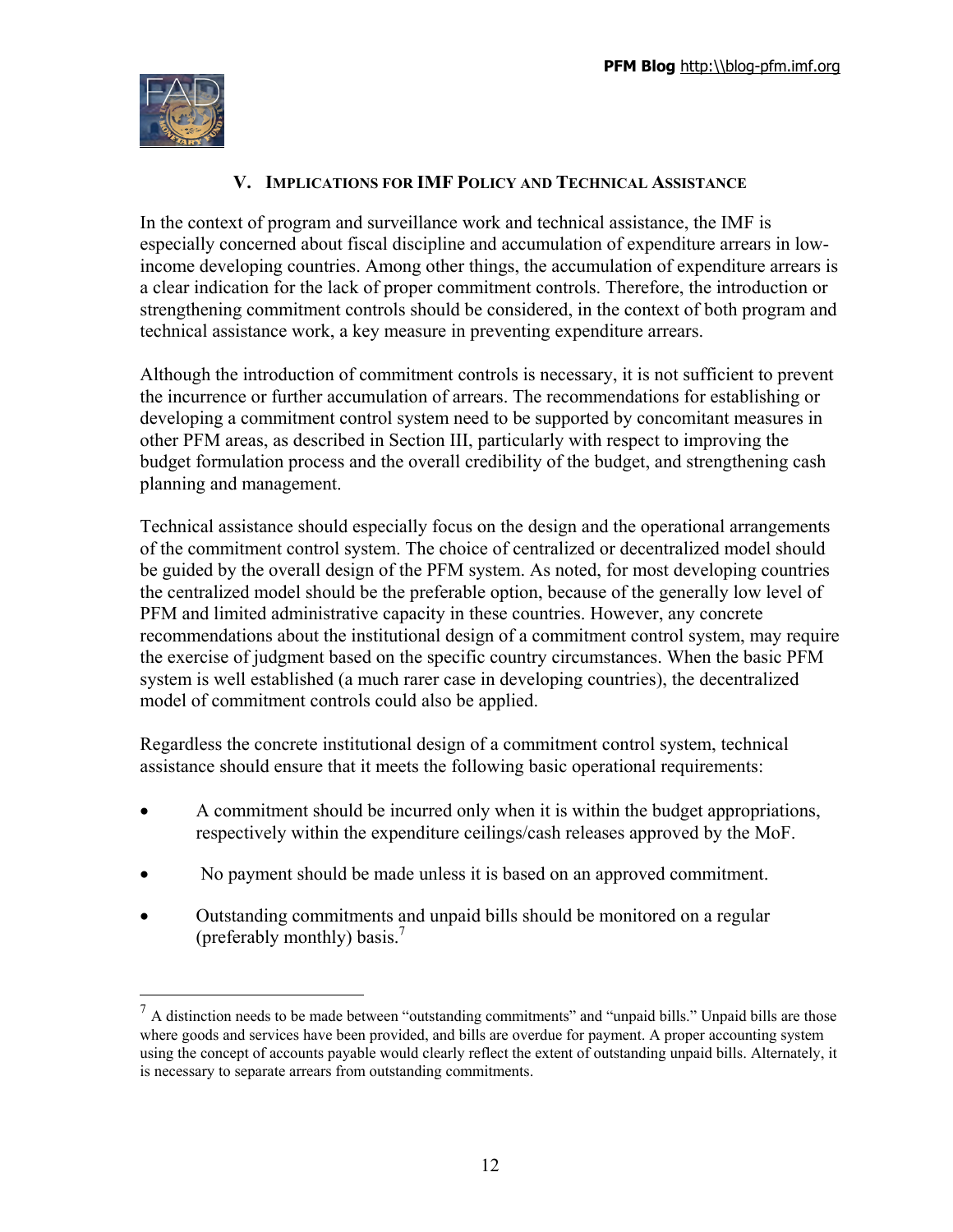## V. Implications for IMF Policy and Technical Assistance

In the context of program and surveillance work and technical assistance, the IMF is especially concerned about fiscal discipline and accumulation of expenditure arrears in low-income developing countries. Among other things, the accumulation of expenditure arrears is a clear indication for the lack of proper commitment controls. Therefore, the introduction or strengthening commitment controls should be considered, in the context of both program and technical assistance work, a key measure in preventing expenditure arrears.

Although the introduction of commitment controls is necessary, it is not sufficient to prevent the incurrence or further accumulation of arrears. The recommendations for establishing or developing a commitment control system need to be supported by concomitant measures in other PFM areas, as described in Section III, particularly with respect to improving the budget formulation process and the overall credibility of the budget, and strengthening cash planning and management.

Technical assistance should especially focus on the design and the operational arrangements of the commitment control system. The choice of centralized or decentralized model should be guided by the overall design of the PFM system. As noted, for most developing countries the centralized model should be the preferable option, because of the generally low level of PFM and limited administrative capacity in these countries. However, any concrete recommendations about the institutional design of a commitment control system, may require the exercise of judgment based on the specific country circumstances. When the basic PFM system is well established (a much rarer case in developing countries), the decentralized model of commitment controls could also be applied.

Regardless the concrete institutional design of a commitment control system, technical assistance should ensure that it meets the following basic operational requirements:

- A commitment should be incurred only when it is within the budget appropriations, respectively within the expenditure ceilings/cash releases approved by the MoF.
- No payment should be made unless it is based on an approved commitment.
- Outstanding commitments and unpaid bills should be monitored on a regular (preferably monthly) basis.[7]

---

[7] A distinction needs to be made between "outstanding commitments" and "unpaid bills." Unpaid bills are those where goods and services have been provided, and bills are overdue for payment. A proper accounting system using the concept of accounts payable would clearly reflect the extent of outstanding unpaid bills. Alternately, it is necessary to separate arrears from outstanding commitments.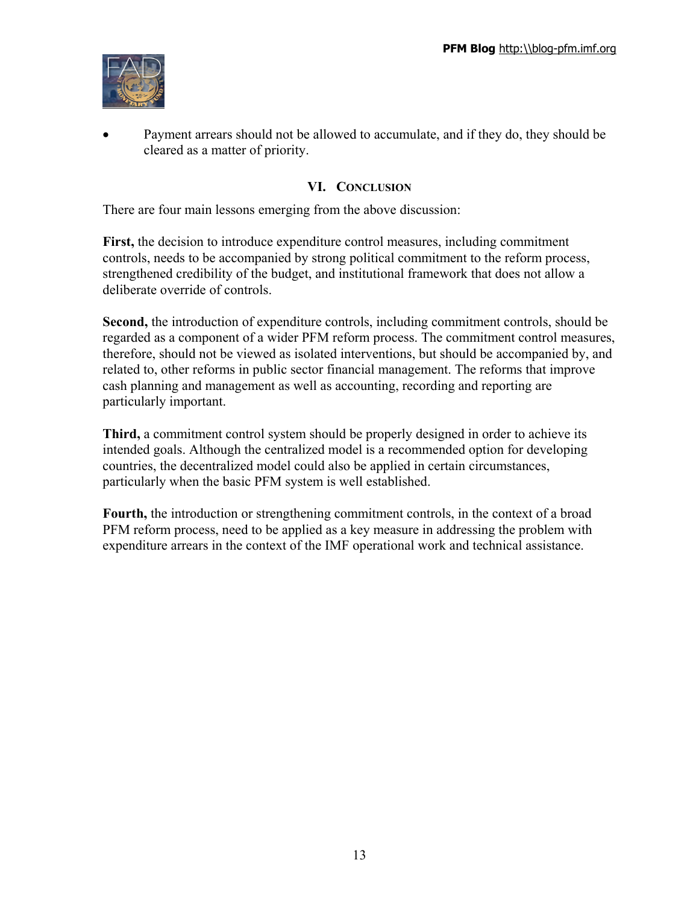- Payment arrears should not be allowed to accumulate, and if they do, they should be cleared as a matter of priority.

## VI. Conclusion

There are four main lessons emerging from the above discussion:

**First,** the decision to introduce expenditure control measures, including commitment controls, needs to be accompanied by strong political commitment to the reform process, strengthened credibility of the budget, and institutional framework that does not allow a deliberate override of controls.

**Second,** the introduction of expenditure controls, including commitment controls, should be regarded as a component of a wider PFM reform process. The commitment control measures, therefore, should not be viewed as isolated interventions, but should be accompanied by, and related to, other reforms in public sector financial management. The reforms that improve cash planning and management as well as accounting, recording and reporting are particularly important.

**Third,** a commitment control system should be properly designed in order to achieve its intended goals. Although the centralized model is a recommended option for developing countries, the decentralized model could also be applied in certain circumstances, particularly when the basic PFM system is well established.

**Fourth,** the introduction or strengthening commitment controls, in the context of a broad PFM reform process, need to be applied as a key measure in addressing the problem with expenditure arrears in the context of the IMF operational work and technical assistance.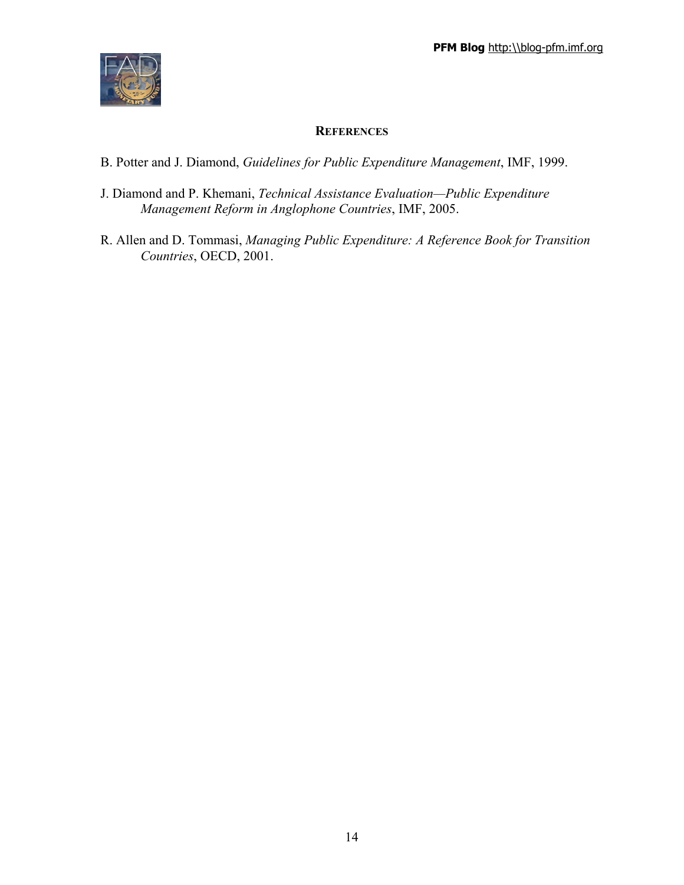## REFERENCES

B. Potter and J. Diamond, *Guidelines for Public Expenditure Management*, IMF, 1999.

J. Diamond and P. Khemani, *Technical Assistance Evaluation—Public Expenditure Management Reform in Anglophone Countries*, IMF, 2005.

R. Allen and D. Tommasi, *Managing Public Expenditure: A Reference Book for Transition Countries*, OECD, 2001.